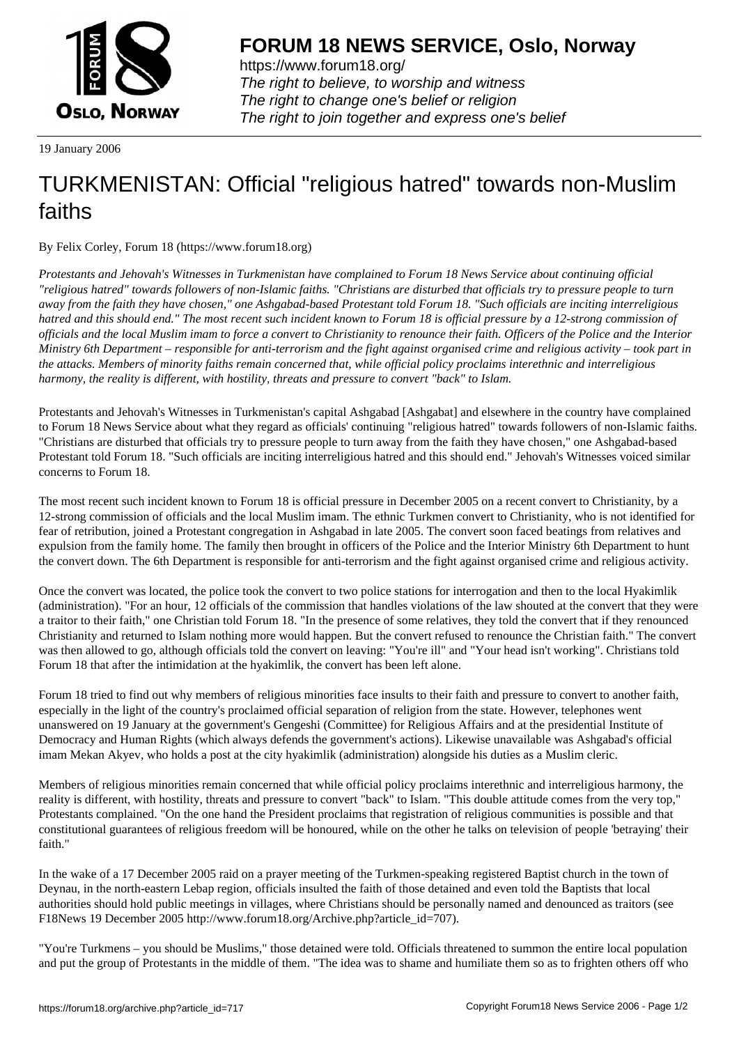# FORUM 18 NEWS SERVICE, Oslo, Norway

https://www.forum18.org/
*The right to believe, to worship and witness*
*The right to change one's belief or religion*
*The right to join together and express one's belief*

19 January 2006

# TURKMENISTAN: Official "religious hatred" towards non-Muslim faiths

By Felix Corley, Forum 18 (https://www.forum18.org)

*Protestants and Jehovah's Witnesses in Turkmenistan have complained to Forum 18 News Service about continuing official "religious hatred" towards followers of non-Islamic faiths. "Christians are disturbed that officials try to pressure people to turn away from the faith they have chosen," one Ashgabad-based Protestant told Forum 18. "Such officials are inciting interreligious hatred and this should end." The most recent such incident known to Forum 18 is official pressure by a 12-strong commission of officials and the local Muslim imam to force a convert to Christianity to renounce their faith. Officers of the Police and the Interior Ministry 6th Department – responsible for anti-terrorism and the fight against organised crime and religious activity – took part in the attacks. Members of minority faiths remain concerned that, while official policy proclaims interethnic and interreligious harmony, the reality is different, with hostility, threats and pressure to convert "back" to Islam.*

Protestants and Jehovah's Witnesses in Turkmenistan's capital Ashgabad [Ashgabat] and elsewhere in the country have complained to Forum 18 News Service about what they regard as officials' continuing "religious hatred" towards followers of non-Islamic faiths. "Christians are disturbed that officials try to pressure people to turn away from the faith they have chosen," one Ashgabad-based Protestant told Forum 18. "Such officials are inciting interreligious hatred and this should end." Jehovah's Witnesses voiced similar concerns to Forum 18.

The most recent such incident known to Forum 18 is official pressure in December 2005 on a recent convert to Christianity, by a 12-strong commission of officials and the local Muslim imam. The ethnic Turkmen convert to Christianity, who is not identified for fear of retribution, joined a Protestant congregation in Ashgabad in late 2005. The convert soon faced beatings from relatives and expulsion from the family home. The family then brought in officers of the Police and the Interior Ministry 6th Department to hunt the convert down. The 6th Department is responsible for anti-terrorism and the fight against organised crime and religious activity.

Once the convert was located, the police took the convert to two police stations for interrogation and then to the local Hyakimlik (administration). "For an hour, 12 officials of the commission that handles violations of the law shouted at the convert that they were a traitor to their faith," one Christian told Forum 18. "In the presence of some relatives, they told the convert that if they renounced Christianity and returned to Islam nothing more would happen. But the convert refused to renounce the Christian faith." The convert was then allowed to go, although officials told the convert on leaving: "You're ill" and "Your head isn't working". Christians told Forum 18 that after the intimidation at the hyakimlik, the convert has been left alone.

Forum 18 tried to find out why members of religious minorities face insults to their faith and pressure to convert to another faith, especially in the light of the country's proclaimed official separation of religion from the state. However, telephones went unanswered on 19 January at the government's Gengeshi (Committee) for Religious Affairs and at the presidential Institute of Democracy and Human Rights (which always defends the government's actions). Likewise unavailable was Ashgabad's official imam Mekan Akyev, who holds a post at the city hyakimlik (administration) alongside his duties as a Muslim cleric.

Members of religious minorities remain concerned that while official policy proclaims interethnic and interreligious harmony, the reality is different, with hostility, threats and pressure to convert "back" to Islam. "This double attitude comes from the very top," Protestants complained. "On the one hand the President proclaims that registration of religious communities is possible and that constitutional guarantees of religious freedom will be honoured, while on the other he talks on television of people 'betraying' their faith."

In the wake of a 17 December 2005 raid on a prayer meeting of the Turkmen-speaking registered Baptist church in the town of Deynau, in the north-eastern Lebap region, officials insulted the faith of those detained and even told the Baptists that local authorities should hold public meetings in villages, where Christians should be personally named and denounced as traitors (see F18News 19 December 2005 http://www.forum18.org/Archive.php?article_id=707).

"You're Turkmens – you should be Muslims," those detained were told. Officials threatened to summon the entire local population and put the group of Protestants in the middle of them. "The idea was to shame and humiliate them so as to frighten others off who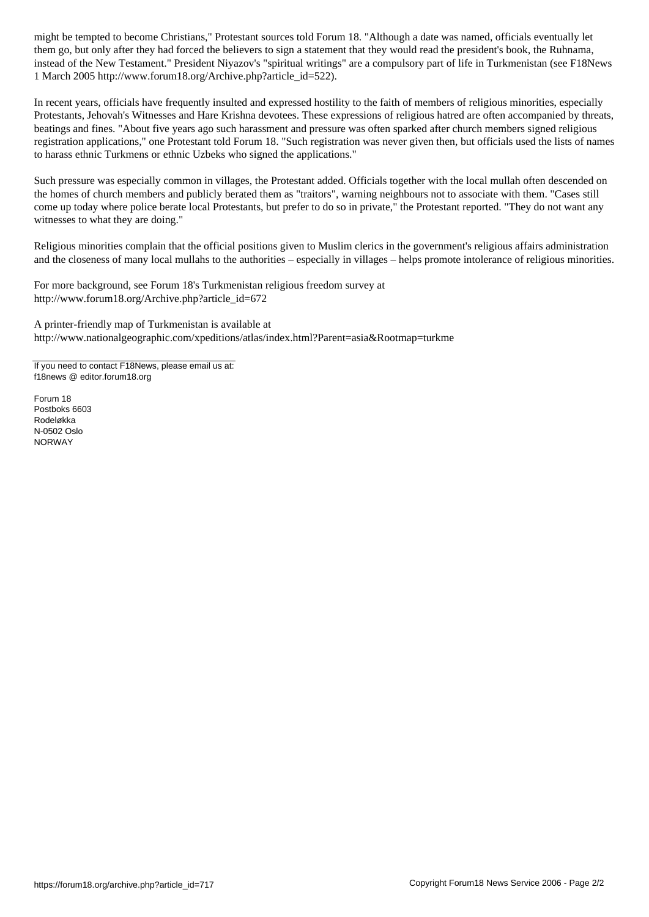might be tempted to become Christians," Protestant sources told Forum 18. "Although a date was named, officials eventually let them go, but only after they had forced the believers to sign a statement that they would read the president's book, the Ruhnama, instead of the New Testament." President Niyazov's "spiritual writings" are a compulsory part of life in Turkmenistan (see F18News 1 March 2005 http://www.forum18.org/Archive.php?article_id=522).

In recent years, officials have frequently insulted and expressed hostility to the faith of members of religious minorities, especially Protestants, Jehovah's Witnesses and Hare Krishna devotees. These expressions of religious hatred are often accompanied by threats, beatings and fines. "About five years ago such harassment and pressure was often sparked after church members signed religious registration applications," one Protestant told Forum 18. "Such registration was never given then, but officials used the lists of names to harass ethnic Turkmens or ethnic Uzbeks who signed the applications."

Such pressure was especially common in villages, the Protestant added. Officials together with the local mullah often descended on the homes of church members and publicly berated them as "traitors", warning neighbours not to associate with them. "Cases still come up today where police berate local Protestants, but prefer to do so in private," the Protestant reported. "They do not want any witnesses to what they are doing."

Religious minorities complain that the official positions given to Muslim clerics in the government's religious affairs administration and the closeness of many local mullahs to the authorities – especially in villages – helps promote intolerance of religious minorities.

For more background, see Forum 18's Turkmenistan religious freedom survey at http://www.forum18.org/Archive.php?article_id=672

A printer-friendly map of Turkmenistan is available at http://www.nationalgeographic.com/xpeditions/atlas/index.html?Parent=asia&Rootmap=turkme

If you need to contact F18News, please email us at:
f18news @ editor.forum18.org

Forum 18
Postboks 6603
Rodeløkka
N-0502 Oslo
NORWAY